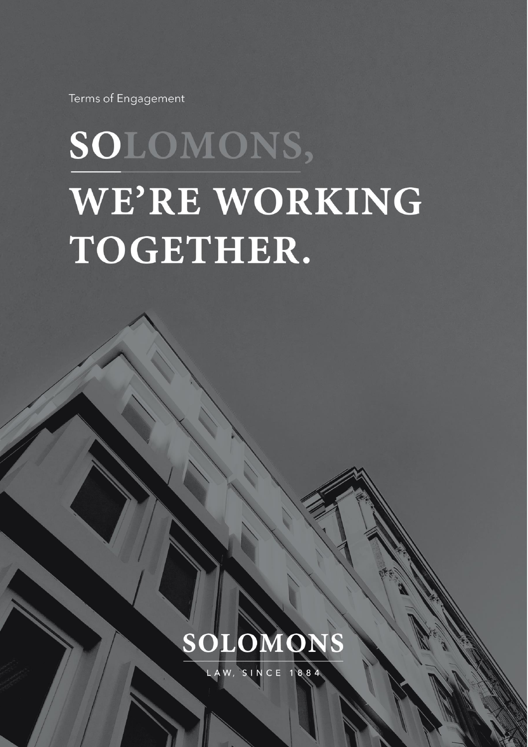Terms of Engagement

# SOLOMONS, WE'RE WORKING TOGETHER.

SOLOMONS

LAW, SINCE 1884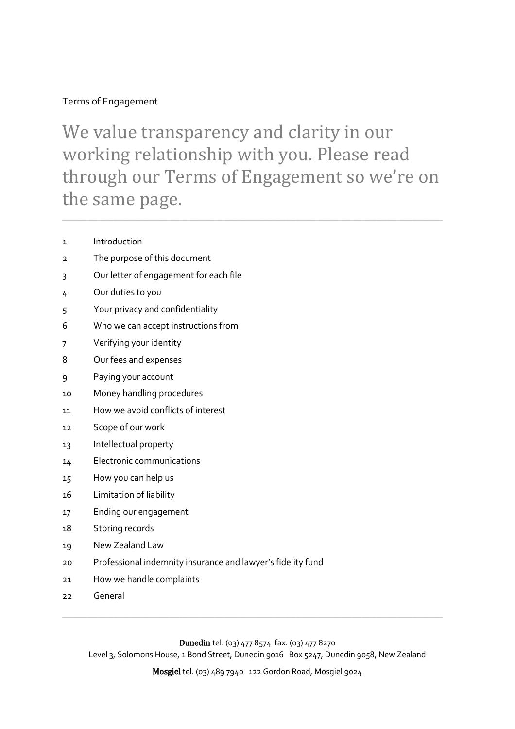Terms of Engagement

# We value transparency and clarity in our working relationship with you. Please read through our Terms of Engagement so we're on the same page.

---

1 Introduction

2 The purpose of this document

3 Our letter of engagement for each file

4 Our duties to you

5 Your privacy and confidentiality

6 Who we can accept instructions from

7 Verifying your identity

8 Our fees and expenses

9 Paying your account

10 Money handling procedures

11 How we avoid conflicts of interest

12 Scope of our work

13 Intellectual property

14 Electronic communications

15 How you can help us

16 Limitation of liability

17 Ending our engagement

18 Storing records

19 New Zealand Law

20 Professional indemnity insurance and lawyer's fidelity fund

21 How we handle complaints

22 General

---

**Dunedin** tel. (03) 477 8574 fax. (03) 477 8270
Level 3, Solomons House, 1 Bond Street, Dunedin 9016 Box 5247, Dunedin 9058, New Zealand

**Mosgiel** tel. (03) 489 7940 122 Gordon Road, Mosgiel 9024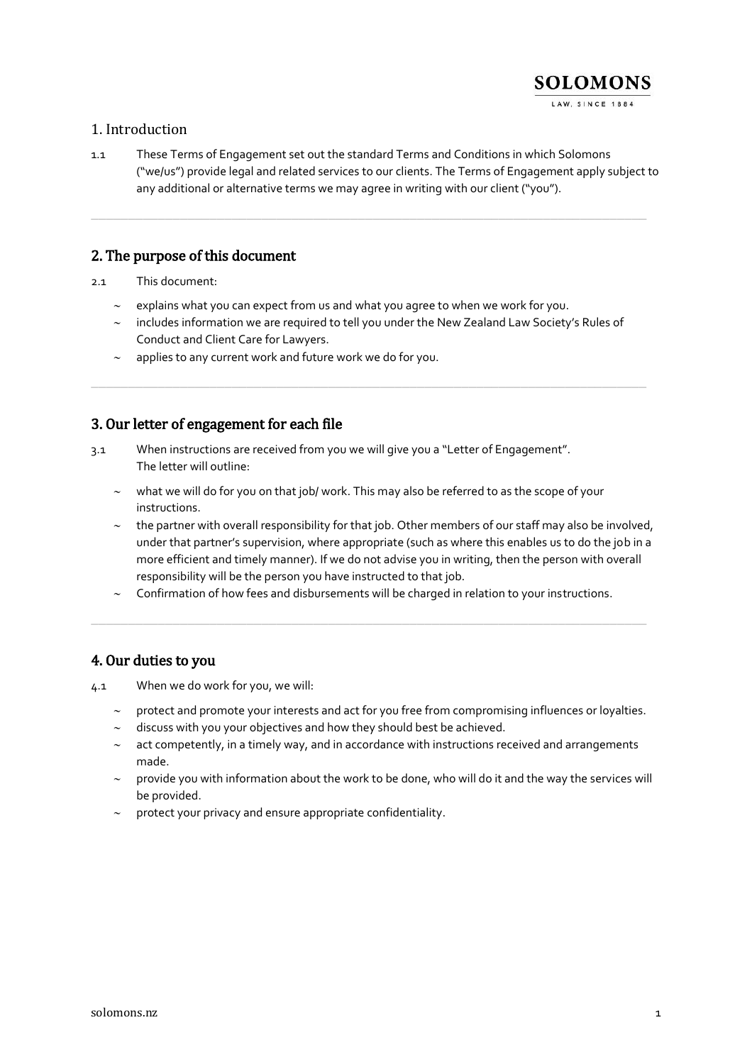## 1. Introduction

1.1 These Terms of Engagement set out the standard Terms and Conditions in which Solomons ("we/us") provide legal and related services to our clients. The Terms of Engagement apply subject to any additional or alternative terms we may agree in writing with our client ("you").

---

## 2. The purpose of this document

2.1 This document:

- explains what you can expect from us and what you agree to when we work for you.
- includes information we are required to tell you under the New Zealand Law Society's Rules of Conduct and Client Care for Lawyers.
- applies to any current work and future work we do for you.

---

## 3. Our letter of engagement for each file

3.1 When instructions are received from you we will give you a "Letter of Engagement". The letter will outline:

- what we will do for you on that job/ work. This may also be referred to as the scope of your instructions.
- the partner with overall responsibility for that job. Other members of our staff may also be involved, under that partner's supervision, where appropriate (such as where this enables us to do the job in a more efficient and timely manner). If we do not advise you in writing, then the person with overall responsibility will be the person you have instructed to that job.
- Confirmation of how fees and disbursements will be charged in relation to your instructions.

---

## 4. Our duties to you

4.1 When we do work for you, we will:

- protect and promote your interests and act for you free from compromising influences or loyalties.
- discuss with you your objectives and how they should best be achieved.
- act competently, in a timely way, and in accordance with instructions received and arrangements made.
- provide you with information about the work to be done, who will do it and the way the services will be provided.
- protect your privacy and ensure appropriate confidentiality.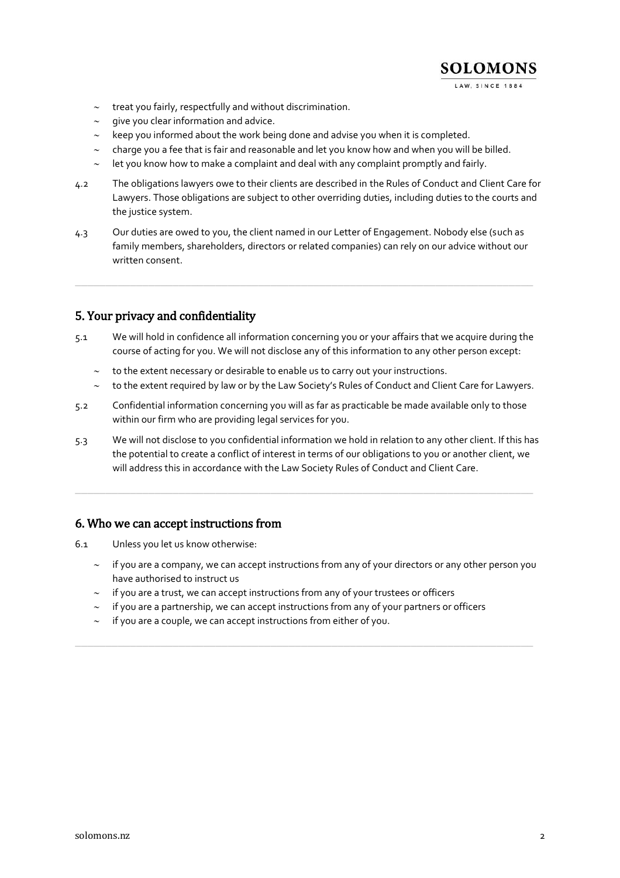- treat you fairly, respectfully and without discrimination.
- give you clear information and advice.
- keep you informed about the work being done and advise you when it is completed.
- charge you a fee that is fair and reasonable and let you know how and when you will be billed.
- let you know how to make a complaint and deal with any complaint promptly and fairly.

4.2 The obligations lawyers owe to their clients are described in the Rules of Conduct and Client Care for Lawyers. Those obligations are subject to other overriding duties, including duties to the courts and the justice system.

4.3 Our duties are owed to you, the client named in our Letter of Engagement. Nobody else (such as family members, shareholders, directors or related companies) can rely on our advice without our written consent.

## 5. Your privacy and confidentiality

5.1 We will hold in confidence all information concerning you or your affairs that we acquire during the course of acting for you. We will not disclose any of this information to any other person except:

- to the extent necessary or desirable to enable us to carry out your instructions.
- to the extent required by law or by the Law Society's Rules of Conduct and Client Care for Lawyers.

5.2 Confidential information concerning you will as far as practicable be made available only to those within our firm who are providing legal services for you.

5.3 We will not disclose to you confidential information we hold in relation to any other client. If this has the potential to create a conflict of interest in terms of our obligations to you or another client, we will address this in accordance with the Law Society Rules of Conduct and Client Care.

## 6. Who we can accept instructions from

6.1 Unless you let us know otherwise:

- if you are a company, we can accept instructions from any of your directors or any other person you have authorised to instruct us
- if you are a trust, we can accept instructions from any of your trustees or officers
- if you are a partnership, we can accept instructions from any of your partners or officers
- if you are a couple, we can accept instructions from either of you.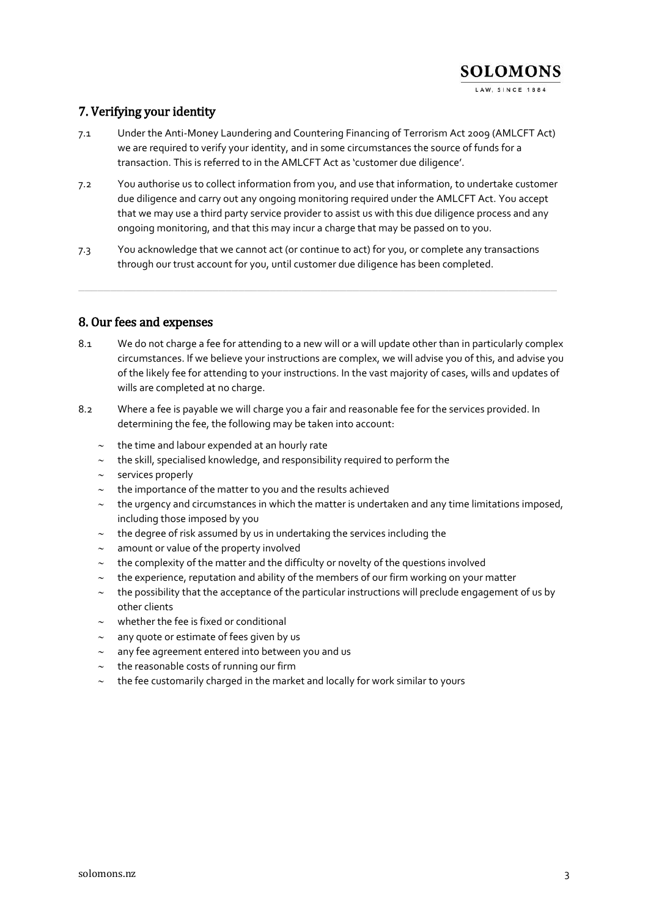## 7. Verifying your identity

7.1 Under the Anti-Money Laundering and Countering Financing of Terrorism Act 2009 (AMLCFT Act) we are required to verify your identity, and in some circumstances the source of funds for a transaction. This is referred to in the AMLCFT Act as 'customer due diligence'.

7.2 You authorise us to collect information from you, and use that information, to undertake customer due diligence and carry out any ongoing monitoring required under the AMLCFT Act. You accept that we may use a third party service provider to assist us with this due diligence process and any ongoing monitoring, and that this may incur a charge that may be passed on to you.

7.3 You acknowledge that we cannot act (or continue to act) for you, or complete any transactions through our trust account for you, until customer due diligence has been completed.

---

## 8. Our fees and expenses

8.1 We do not charge a fee for attending to a new will or a will update other than in particularly complex circumstances. If we believe your instructions are complex, we will advise you of this, and advise you of the likely fee for attending to your instructions. In the vast majority of cases, wills and updates of wills are completed at no charge.

8.2 Where a fee is payable we will charge you a fair and reasonable fee for the services provided. In determining the fee, the following may be taken into account:

- the time and labour expended at an hourly rate
- the skill, specialised knowledge, and responsibility required to perform the
- services properly
- the importance of the matter to you and the results achieved
- the urgency and circumstances in which the matter is undertaken and any time limitations imposed, including those imposed by you
- the degree of risk assumed by us in undertaking the services including the
- amount or value of the property involved
- the complexity of the matter and the difficulty or novelty of the questions involved
- the experience, reputation and ability of the members of our firm working on your matter
- the possibility that the acceptance of the particular instructions will preclude engagement of us by other clients
- whether the fee is fixed or conditional
- any quote or estimate of fees given by us
- any fee agreement entered into between you and us
- the reasonable costs of running our firm
- the fee customarily charged in the market and locally for work similar to yours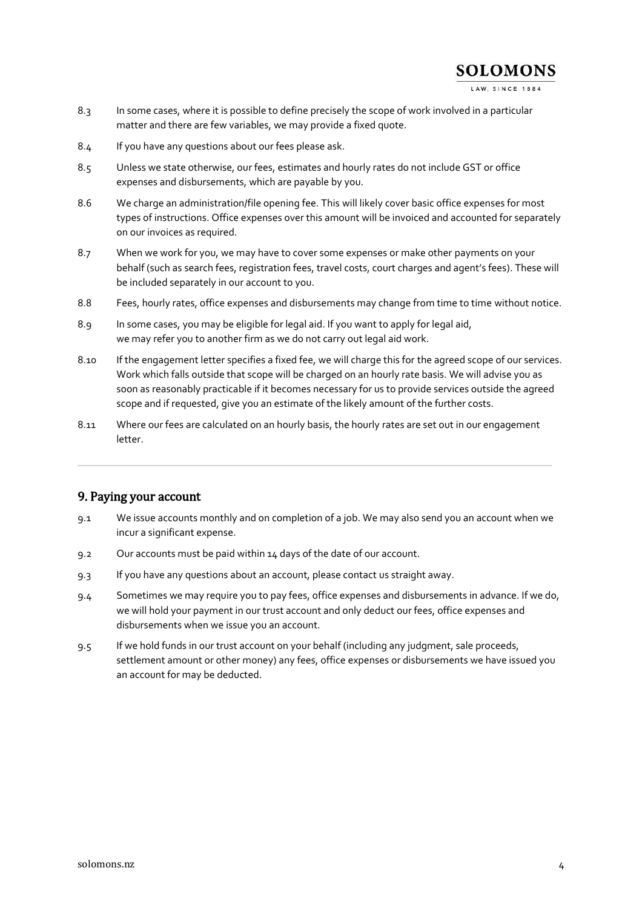8.3 In some cases, where it is possible to define precisely the scope of work involved in a particular matter and there are few variables, we may provide a fixed quote.

8.4 If you have any questions about our fees please ask.

8.5 Unless we state otherwise, our fees, estimates and hourly rates do not include GST or office expenses and disbursements, which are payable by you.

8.6 We charge an administration/file opening fee. This will likely cover basic office expenses for most types of instructions. Office expenses over this amount will be invoiced and accounted for separately on our invoices as required.

8.7 When we work for you, we may have to cover some expenses or make other payments on your behalf (such as search fees, registration fees, travel costs, court charges and agent's fees). These will be included separately in our account to you.

8.8 Fees, hourly rates, office expenses and disbursements may change from time to time without notice.

8.9 In some cases, you may be eligible for legal aid. If you want to apply for legal aid, we may refer you to another firm as we do not carry out legal aid work.

8.10 If the engagement letter specifies a fixed fee, we will charge this for the agreed scope of our services. Work which falls outside that scope will be charged on an hourly rate basis. We will advise you as soon as reasonably practicable if it becomes necessary for us to provide services outside the agreed scope and if requested, give you an estimate of the likely amount of the further costs.

8.11 Where our fees are calculated on an hourly basis, the hourly rates are set out in our engagement letter.

## 9. Paying your account

9.1 We issue accounts monthly and on completion of a job. We may also send you an account when we incur a significant expense.

9.2 Our accounts must be paid within 14 days of the date of our account.

9.3 If you have any questions about an account, please contact us straight away.

9.4 Sometimes we may require you to pay fees, office expenses and disbursements in advance. If we do, we will hold your payment in our trust account and only deduct our fees, office expenses and disbursements when we issue you an account.

9.5 If we hold funds in our trust account on your behalf (including any judgment, sale proceeds, settlement amount or other money) any fees, office expenses or disbursements we have issued you an account for may be deducted.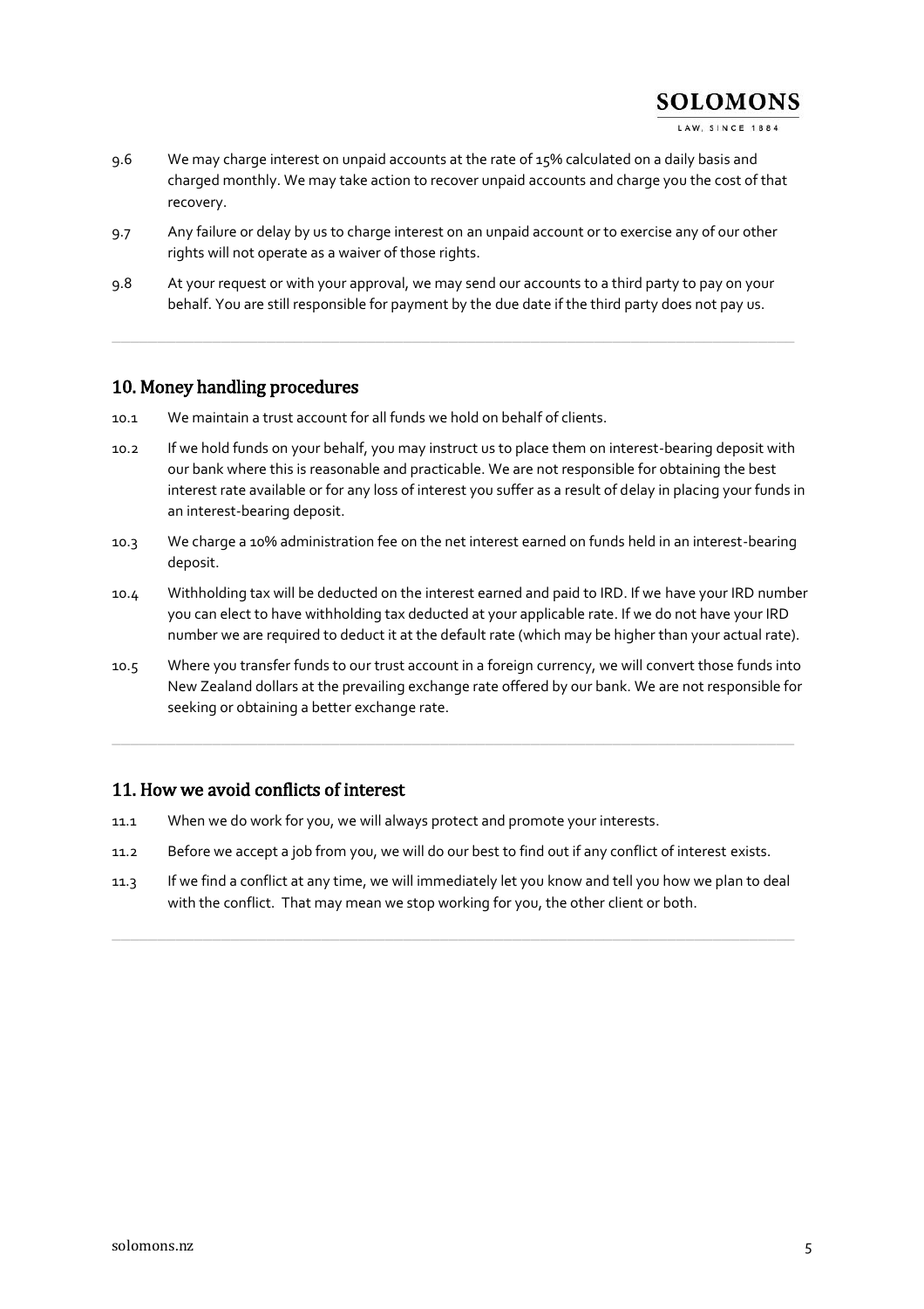9.6 We may charge interest on unpaid accounts at the rate of 15% calculated on a daily basis and charged monthly. We may take action to recover unpaid accounts and charge you the cost of that recovery.

9.7 Any failure or delay by us to charge interest on an unpaid account or to exercise any of our other rights will not operate as a waiver of those rights.

9.8 At your request or with your approval, we may send our accounts to a third party to pay on your behalf. You are still responsible for payment by the due date if the third party does not pay us.

## 10. Money handling procedures

10.1 We maintain a trust account for all funds we hold on behalf of clients.

10.2 If we hold funds on your behalf, you may instruct us to place them on interest-bearing deposit with our bank where this is reasonable and practicable. We are not responsible for obtaining the best interest rate available or for any loss of interest you suffer as a result of delay in placing your funds in an interest-bearing deposit.

10.3 We charge a 10% administration fee on the net interest earned on funds held in an interest-bearing deposit.

10.4 Withholding tax will be deducted on the interest earned and paid to IRD. If we have your IRD number you can elect to have withholding tax deducted at your applicable rate. If we do not have your IRD number we are required to deduct it at the default rate (which may be higher than your actual rate).

10.5 Where you transfer funds to our trust account in a foreign currency, we will convert those funds into New Zealand dollars at the prevailing exchange rate offered by our bank. We are not responsible for seeking or obtaining a better exchange rate.

## 11. How we avoid conflicts of interest

11.1 When we do work for you, we will always protect and promote your interests.

11.2 Before we accept a job from you, we will do our best to find out if any conflict of interest exists.

11.3 If we find a conflict at any time, we will immediately let you know and tell you how we plan to deal with the conflict. That may mean we stop working for you, the other client or both.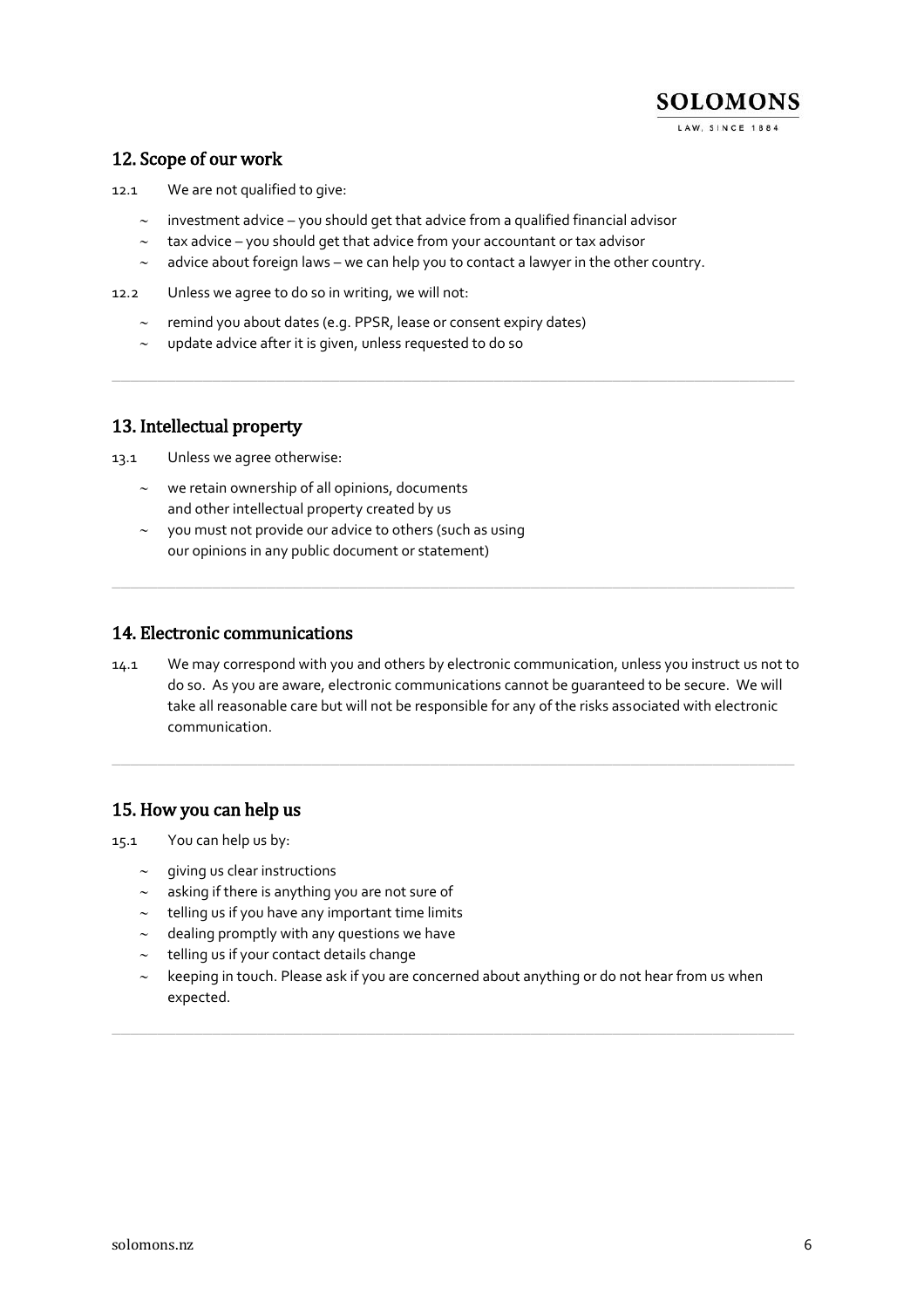## 12. Scope of our work

12.1 We are not qualified to give:

- investment advice – you should get that advice from a qualified financial advisor
- tax advice – you should get that advice from your accountant or tax advisor
- advice about foreign laws – we can help you to contact a lawyer in the other country.

12.2 Unless we agree to do so in writing, we will not:

- remind you about dates (e.g. PPSR, lease or consent expiry dates)
- update advice after it is given, unless requested to do so

---

## 13. Intellectual property

13.1 Unless we agree otherwise:

- we retain ownership of all opinions, documents and other intellectual property created by us
- you must not provide our advice to others (such as using our opinions in any public document or statement)

---

## 14. Electronic communications

14.1 We may correspond with you and others by electronic communication, unless you instruct us not to do so. As you are aware, electronic communications cannot be guaranteed to be secure. We will take all reasonable care but will not be responsible for any of the risks associated with electronic communication.

---

## 15. How you can help us

15.1 You can help us by:

- giving us clear instructions
- asking if there is anything you are not sure of
- telling us if you have any important time limits
- dealing promptly with any questions we have
- telling us if your contact details change
- keeping in touch. Please ask if you are concerned about anything or do not hear from us when expected.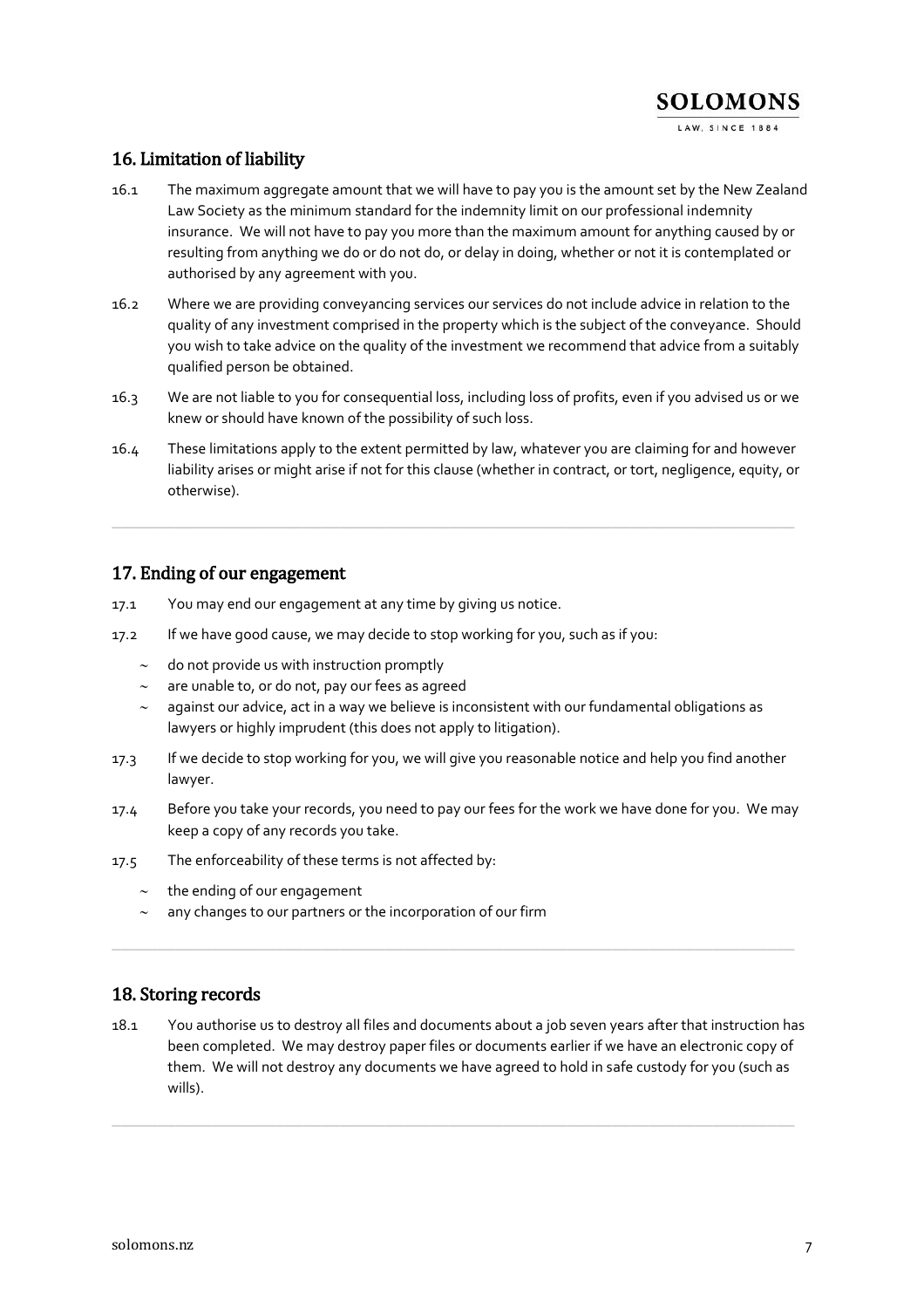## 16. Limitation of liability

16.1 The maximum aggregate amount that we will have to pay you is the amount set by the New Zealand Law Society as the minimum standard for the indemnity limit on our professional indemnity insurance. We will not have to pay you more than the maximum amount for anything caused by or resulting from anything we do or do not do, or delay in doing, whether or not it is contemplated or authorised by any agreement with you.

16.2 Where we are providing conveyancing services our services do not include advice in relation to the quality of any investment comprised in the property which is the subject of the conveyance. Should you wish to take advice on the quality of the investment we recommend that advice from a suitably qualified person be obtained.

16.3 We are not liable to you for consequential loss, including loss of profits, even if you advised us or we knew or should have known of the possibility of such loss.

16.4 These limitations apply to the extent permitted by law, whatever you are claiming for and however liability arises or might arise if not for this clause (whether in contract, or tort, negligence, equity, or otherwise).

---

## 17. Ending of our engagement

17.1 You may end our engagement at any time by giving us notice.

17.2 If we have good cause, we may decide to stop working for you, such as if you:

- do not provide us with instruction promptly
- are unable to, or do not, pay our fees as agreed
- against our advice, act in a way we believe is inconsistent with our fundamental obligations as lawyers or highly imprudent (this does not apply to litigation).

17.3 If we decide to stop working for you, we will give you reasonable notice and help you find another lawyer.

17.4 Before you take your records, you need to pay our fees for the work we have done for you. We may keep a copy of any records you take.

17.5 The enforceability of these terms is not affected by:

- the ending of our engagement
- any changes to our partners or the incorporation of our firm

---

## 18. Storing records

18.1 You authorise us to destroy all files and documents about a job seven years after that instruction has been completed. We may destroy paper files or documents earlier if we have an electronic copy of them. We will not destroy any documents we have agreed to hold in safe custody for you (such as wills).

---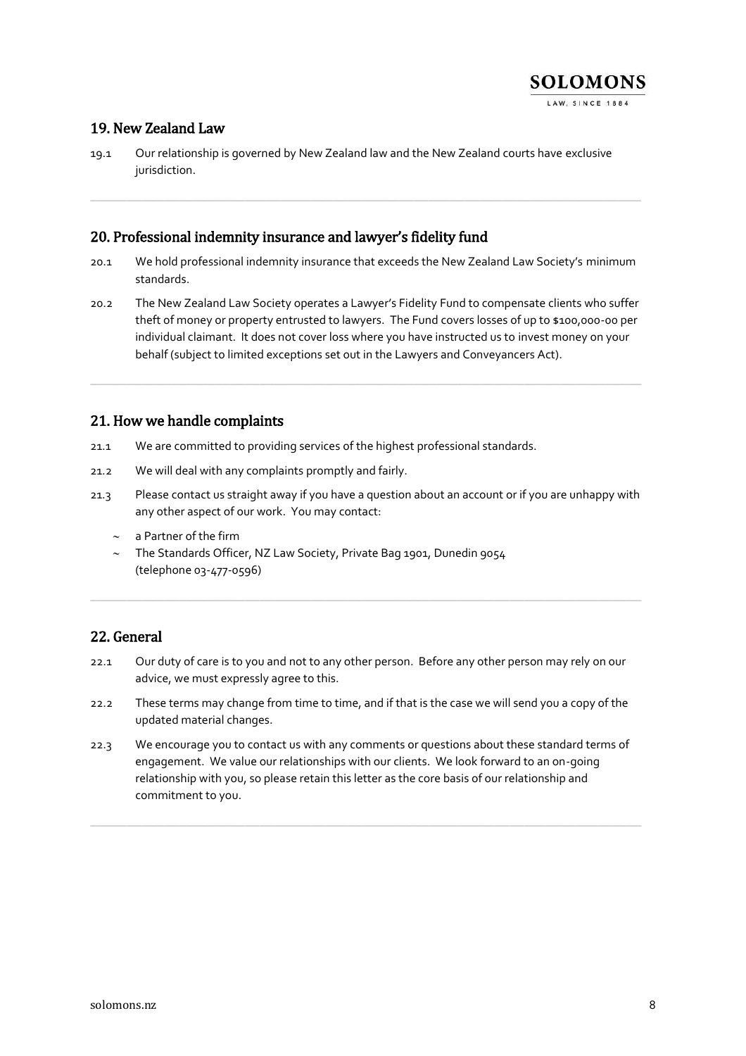## 19. New Zealand Law

19.1 Our relationship is governed by New Zealand law and the New Zealand courts have exclusive jurisdiction.

---

## 20. Professional indemnity insurance and lawyer's fidelity fund

20.1 We hold professional indemnity insurance that exceeds the New Zealand Law Society's minimum standards.

20.2 The New Zealand Law Society operates a Lawyer's Fidelity Fund to compensate clients who suffer theft of money or property entrusted to lawyers. The Fund covers losses of up to $100,000-00 per individual claimant. It does not cover loss where you have instructed us to invest money on your behalf (subject to limited exceptions set out in the Lawyers and Conveyancers Act).

---

## 21. How we handle complaints

21.1 We are committed to providing services of the highest professional standards.

21.2 We will deal with any complaints promptly and fairly.

21.3 Please contact us straight away if you have a question about an account or if you are unhappy with any other aspect of our work. You may contact:

- ~ a Partner of the firm
- ~ The Standards Officer, NZ Law Society, Private Bag 1901, Dunedin 9054 (telephone 03-477-0596)

---

## 22. General

22.1 Our duty of care is to you and not to any other person. Before any other person may rely on our advice, we must expressly agree to this.

22.2 These terms may change from time to time, and if that is the case we will send you a copy of the updated material changes.

22.3 We encourage you to contact us with any comments or questions about these standard terms of engagement. We value our relationships with our clients. We look forward to an on-going relationship with you, so please retain this letter as the core basis of our relationship and commitment to you.

---